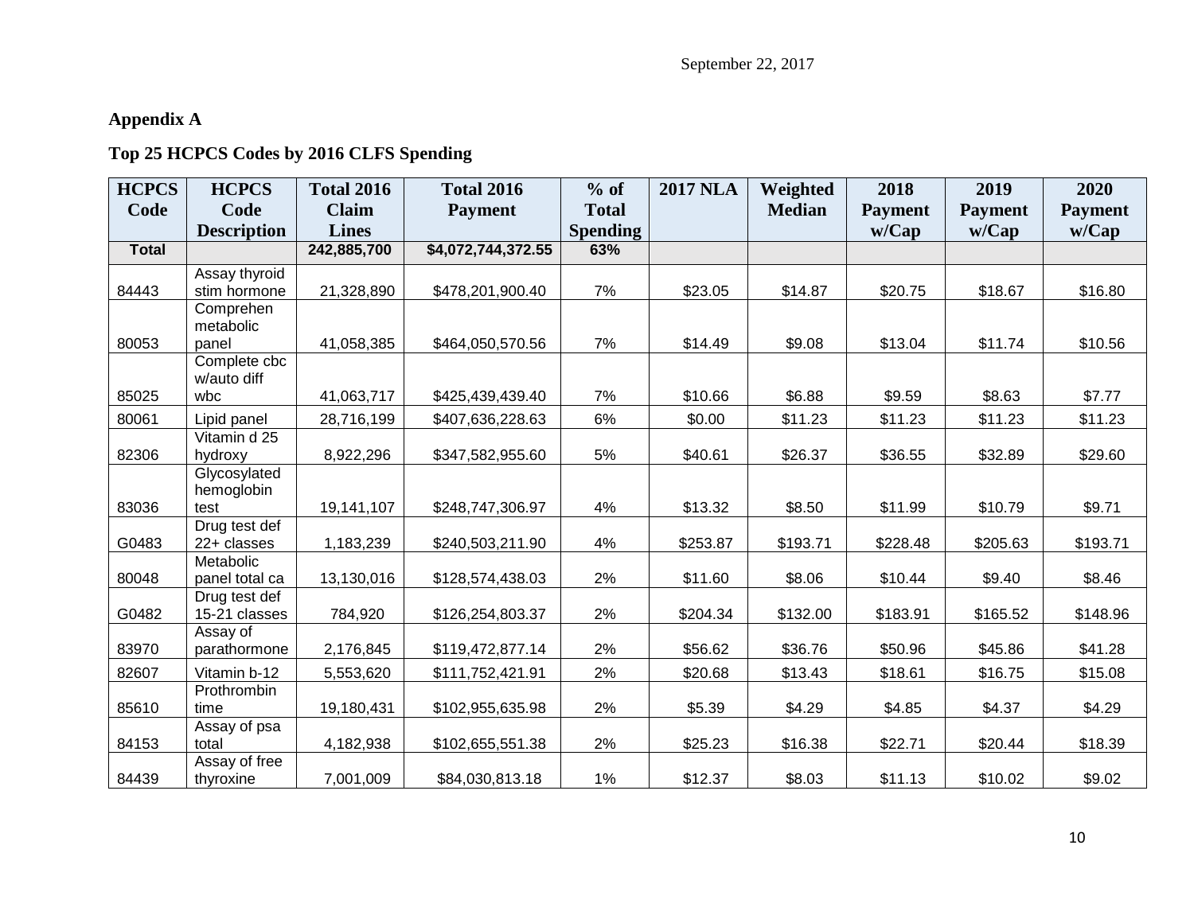September 22, 2017

**Appendix A**

**Top 25 HCPCS Codes by 2016 CLFS Spending**

| HCPCS Code | HCPCS Code Description | Total 2016 Claim Lines | Total 2016 Payment | % of Total Spending | 2017 NLA | Weighted Median | 2018 Payment w/Cap | 2019 Payment w/Cap | 2020 Payment w/Cap |
|---|---|---|---|---|---|---|---|---|---|
| **Total** | | **242,885,700** | **$4,072,744,372.55** | **63%** | | | | | |
| 84443 | Assay thyroid stim hormone | 21,328,890 | $478,201,900.40 | 7% | $23.05 | $14.87 | $20.75 | $18.67 | $16.80 |
| 80053 | Comprehen metabolic panel | 41,058,385 | $464,050,570.56 | 7% | $14.49 | $9.08 | $13.04 | $11.74 | $10.56 |
| 85025 | Complete cbc w/auto diff wbc | 41,063,717 | $425,439,439.40 | 7% | $10.66 | $6.88 | $9.59 | $8.63 | $7.77 |
| 80061 | Lipid panel | 28,716,199 | $407,636,228.63 | 6% | $0.00 | $11.23 | $11.23 | $11.23 | $11.23 |
| 82306 | Vitamin d 25 hydroxy | 8,922,296 | $347,582,955.60 | 5% | $40.61 | $26.37 | $36.55 | $32.89 | $29.60 |
| 83036 | Glycosylated hemoglobin test | 19,141,107 | $248,747,306.97 | 4% | $13.32 | $8.50 | $11.99 | $10.79 | $9.71 |
| G0483 | Drug test def 22+ classes | 1,183,239 | $240,503,211.90 | 4% | $253.87 | $193.71 | $228.48 | $205.63 | $193.71 |
| 80048 | Metabolic panel total ca | 13,130,016 | $128,574,438.03 | 2% | $11.60 | $8.06 | $10.44 | $9.40 | $8.46 |
| G0482 | Drug test def 15-21 classes | 784,920 | $126,254,803.37 | 2% | $204.34 | $132.00 | $183.91 | $165.52 | $148.96 |
| 83970 | Assay of parathormone | 2,176,845 | $119,472,877.14 | 2% | $56.62 | $36.76 | $50.96 | $45.86 | $41.28 |
| 82607 | Vitamin b-12 | 5,553,620 | $111,752,421.91 | 2% | $20.68 | $13.43 | $18.61 | $16.75 | $15.08 |
| 85610 | Prothrombin time | 19,180,431 | $102,955,635.98 | 2% | $5.39 | $4.29 | $4.85 | $4.37 | $4.29 |
| 84153 | Assay of psa total | 4,182,938 | $102,655,551.38 | 2% | $25.23 | $16.38 | $22.71 | $20.44 | $18.39 |
| 84439 | Assay of free thyroxine | 7,001,009 | $84,030,813.18 | 1% | $12.37 | $8.03 | $11.13 | $10.02 | $9.02 |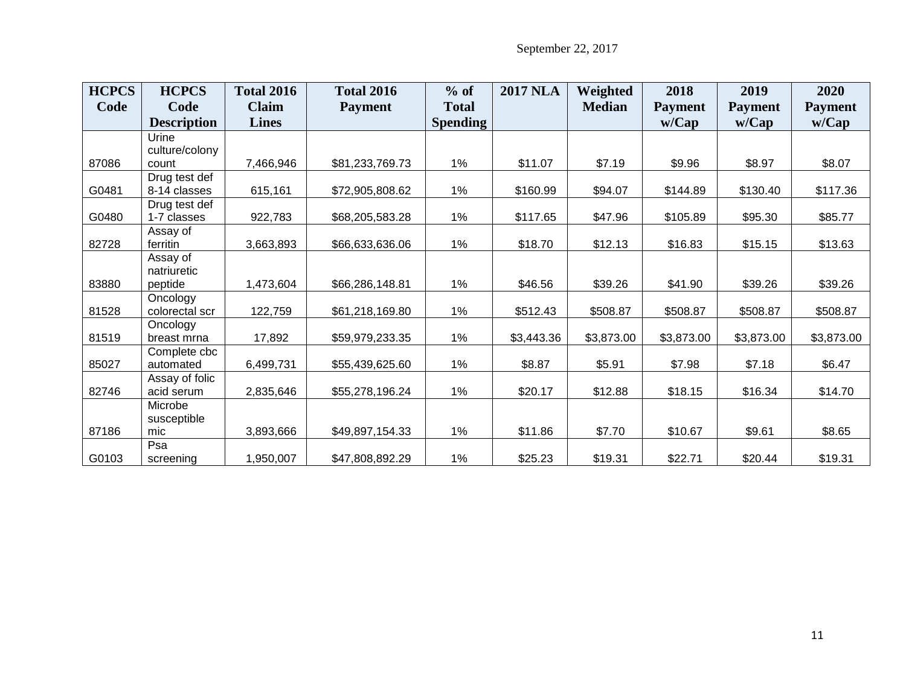September 22, 2017

| HCPCS Code | HCPCS Code Description | Total 2016 Claim Lines | Total 2016 Payment | % of Total Spending | 2017 NLA | Weighted Median | 2018 Payment w/Cap | 2019 Payment w/Cap | 2020 Payment w/Cap |
|---|---|---|---|---|---|---|---|---|---|
| 87086 | Urine culture/colony count | 7,466,946 | $81,233,769.73 | 1% | $11.07 | $7.19 | $9.96 | $8.97 | $8.07 |
| G0481 | Drug test def 8-14 classes | 615,161 | $72,905,808.62 | 1% | $160.99 | $94.07 | $144.89 | $130.40 | $117.36 |
| G0480 | Drug test def 1-7 classes | 922,783 | $68,205,583.28 | 1% | $117.65 | $47.96 | $105.89 | $95.30 | $85.77 |
| 82728 | Assay of ferritin | 3,663,893 | $66,633,636.06 | 1% | $18.70 | $12.13 | $16.83 | $15.15 | $13.63 |
| 83880 | Assay of natriuretic peptide | 1,473,604 | $66,286,148.81 | 1% | $46.56 | $39.26 | $41.90 | $39.26 | $39.26 |
| 81528 | Oncology colorectal scr | 122,759 | $61,218,169.80 | 1% | $512.43 | $508.87 | $508.87 | $508.87 | $508.87 |
| 81519 | Oncology breast mrna | 17,892 | $59,979,233.35 | 1% | $3,443.36 | $3,873.00 | $3,873.00 | $3,873.00 | $3,873.00 |
| 85027 | Complete cbc automated | 6,499,731 | $55,439,625.60 | 1% | $8.87 | $5.91 | $7.98 | $7.18 | $6.47 |
| 82746 | Assay of folic acid serum | 2,835,646 | $55,278,196.24 | 1% | $20.17 | $12.88 | $18.15 | $16.34 | $14.70 |
| 87186 | Microbe susceptible mic | 3,893,666 | $49,897,154.33 | 1% | $11.86 | $7.70 | $10.67 | $9.61 | $8.65 |
| G0103 | Psa screening | 1,950,007 | $47,808,892.29 | 1% | $25.23 | $19.31 | $22.71 | $20.44 | $19.31 |